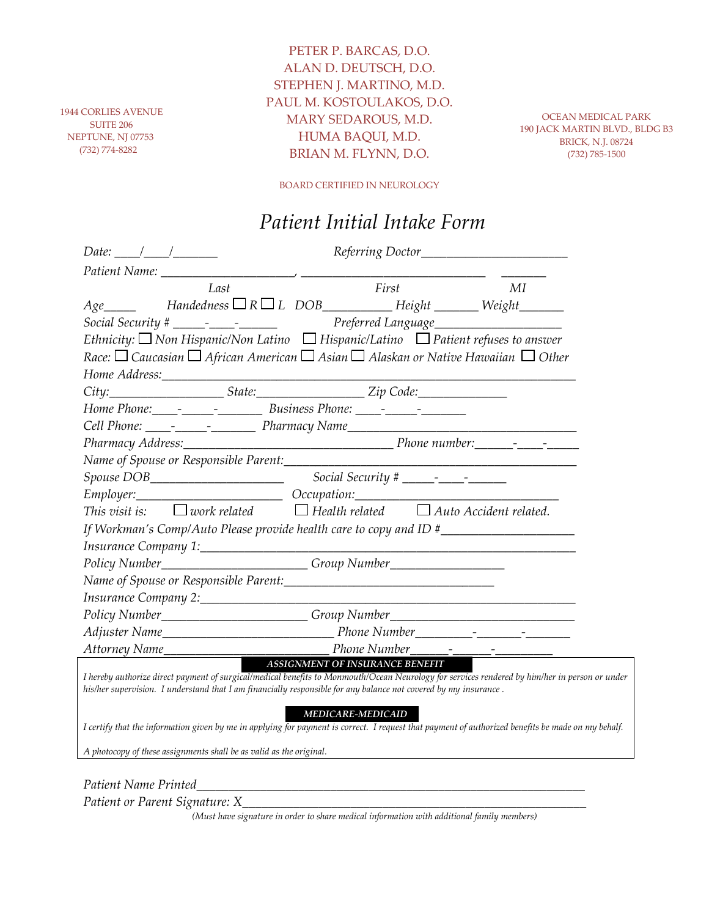PETER P. BARCAS, D.O.
ALAN D. DEUTSCH, D.O.
STEPHEN J. MARTINO, M.D.
PAUL M. KOSTOULAKOS, D.O.
MARY SEDAROUS, M.D.
HUMA BAQUI, M.D.
BRIAN M. FLYNN, D.O.

1944 CORLIES AVENUE
SUITE 206
NEPTUNE, NJ 07753
(732) 774-8282

OCEAN MEDICAL PARK
190 JACK MARTIN BLVD., BLDG B3
BRICK, N.J. 08724
(732) 785-1500

BOARD CERTIFIED IN NEUROLOGY

# *Patient Initial Intake Form*

*Date: ____/____/_______* *Referring Doctor______________________*

*Patient Name: ____________________, ____________________________ _______*
*Last First MI*

*Age_____ Handedness ☐ R ☐ L DOB__________ Height _______ Weight_______*

*Social Security # _____-____-______ Preferred Language__________________*

*Ethnicity: ☐ Non Hispanic/Non Latino ☐ Hispanic/Latino ☐ Patient refuses to answer*

*Race: ☐ Caucasian ☐ African American ☐ Asian ☐ Alaskan or Native Hawaiian ☐ Other*

*Home Address:_____________________________________________________________*

*City:_________________ State:_______________ Zip Code:_____________*

*Home Phone:____-_____-_______ Business Phone: ____-_____-_______*

*Cell Phone: ____-_____-_______ Pharmacy Name_________________________________*

*Pharmacy Address:_______________________________ Phone number:______-____-_____*

*Name of Spouse or Responsible Parent:______________________________________________*

*Spouse DOB____________________ Social Security # _____-____-______*

*Employer:_____________________ Occupation:_______________________________*

*This visit is: ☐ work related ☐ Health related ☐ Auto Accident related.*

*If Workman's Comp/Auto Please provide health care to copy and ID #___________________*

*Insurance Company 1:_______________________________________________________*

*Policy Number______________________ Group Number_________________*

*Name of Spouse or Responsible Parent:_______________________________*

*Insurance Company 2:_______________________________________________________*

*Policy Number______________________ Group Number____________________________*

*Adjuster Name_________________________ Phone Number________-_______-_______*

*Attorney Name_________________________ Phone Number______-______-_________*

**ASSIGNMENT OF INSURANCE BENEFIT**

*I hereby authorize direct payment of surgical/medical benefits to Monmouth/Ocean Neurology for services rendered by him/her in person or under his/her supervision. I understand that I am financially responsible for any balance not covered by my insurance .*

**MEDICARE-MEDICAID**

*I certify that the information given by me in applying for payment is correct. I request that payment of authorized benefits be made on my behalf.*

*A photocopy of these assignments shall be as valid as the original.*

*Patient Name Printed___________________________________________________________*

*Patient or Parent Signature: X_____________________________________________________*

*(Must have signature in order to share medical information with additional family members)*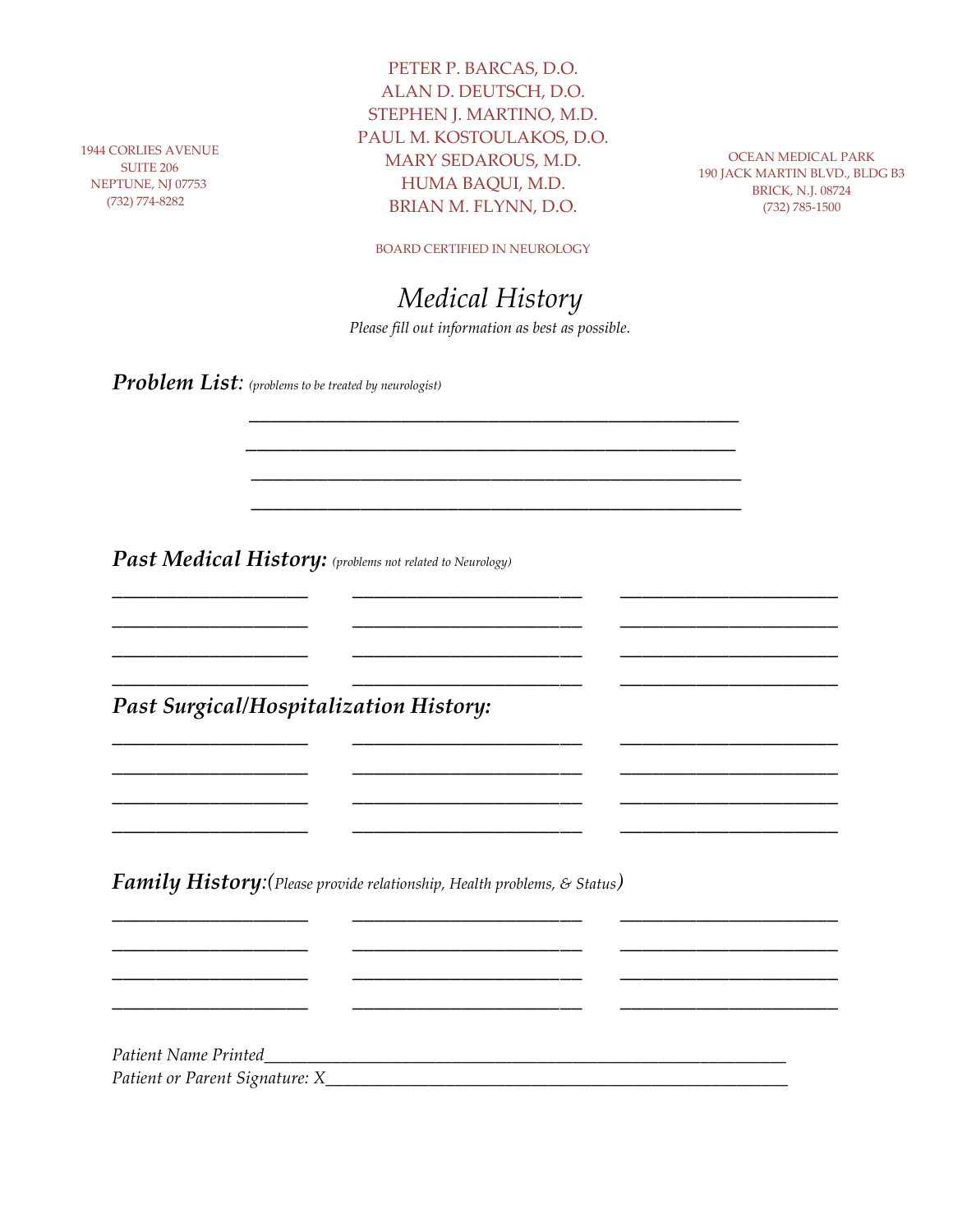PETER P. BARCAS, D.O.
ALAN D. DEUTSCH, D.O.
STEPHEN J. MARTINO, M.D.
PAUL M. KOSTOULAKOS, D.O.
MARY SEDAROUS, M.D.
HUMA BAQUI, M.D.
BRIAN M. FLYNN, D.O.

1944 CORLIES AVENUE
SUITE 206
NEPTUNE, NJ 07753
(732) 774-8282

OCEAN MEDICAL PARK
190 JACK MARTIN BLVD., BLDG B3
BRICK, N.J. 08724
(732) 785-1500

BOARD CERTIFIED IN NEUROLOGY

# *Medical History*

*Please fill out information as best as possible.*

***Problem List**: (problems to be treated by neurologist)*

______________________________________________

______________________________________________

______________________________________________

______________________________________________

***Past Medical History:** (problems not related to Neurology)*

| | | |
|---|---|---|
| ________________ | ________________ | ________________ |
| ________________ | ________________ | ________________ |
| ________________ | ________________ | ________________ |
| ________________ | ________________ | ________________ |

***Past Surgical/Hospitalization History:***

| | | |
|---|---|---|
| ________________ | ________________ | ________________ |
| ________________ | ________________ | ________________ |
| ________________ | ________________ | ________________ |
| ________________ | ________________ | ________________ |

***Family History:**(Please provide relationship, Health problems, & Status)*

| | | |
|---|---|---|
| ________________ | ________________ | ________________ |
| ________________ | ________________ | ________________ |
| ________________ | ________________ | ________________ |
| ________________ | ________________ | ________________ |

*Patient Name Printed*______________________________________________

*Patient or Parent Signature: X*_________________________________________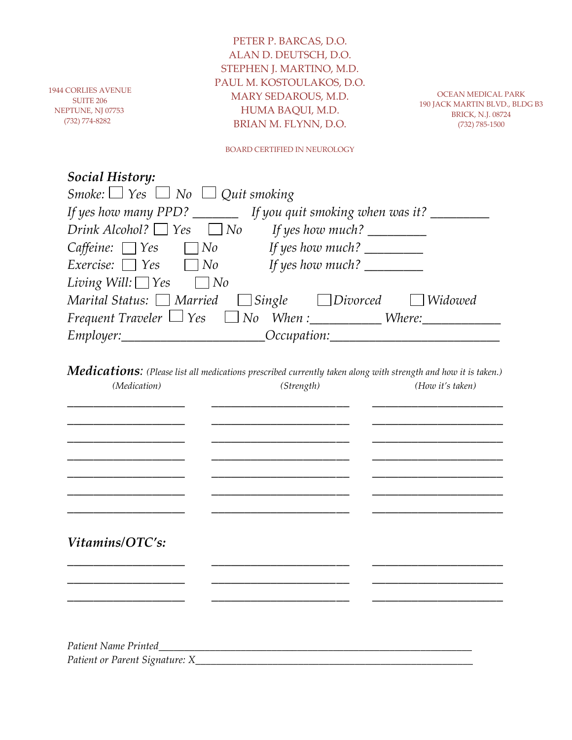1944 CORLIES AVENUE
SUITE 206
NEPTUNE, NJ 07753
(732) 774-8282

PETER P. BARCAS, D.O.
ALAN D. DEUTSCH, D.O.
STEPHEN J. MARTINO, M.D.
PAUL M. KOSTOULAKOS, D.O.
MARY SEDAROUS, M.D.
HUMA BAQUI, M.D.
BRIAN M. FLYNN, D.O.

OCEAN MEDICAL PARK
190 JACK MARTIN BLVD., BLDG B3
BRICK, N.J. 08724
(732) 785-1500

BOARD CERTIFIED IN NEUROLOGY

***Social History:***

*Smoke:* ☐ *Yes* ☐ *No* ☐ *Quit smoking*

*If yes how many PPD?* _______ *If you quit smoking when was it?* _________

*Drink Alcohol?* ☐ *Yes* ☐ *No* *If yes how much?* _________

*Caffeine:* ☐ *Yes* ☐ *No* *If yes how much?* _________

*Exercise:* ☐ *Yes* ☐ *No* *If yes how much?* _________

*Living Will:* ☐ *Yes* ☐ *No*

*Marital Status:* ☐ *Married* ☐ *Single* ☐ *Divorced* ☐ *Widowed*

*Frequent Traveler* ☐ *Yes* ☐ *No* *When :*__________ *Where:*___________

*Employer:*_____________________ *Occupation:*_________________________

***Medications**: (Please list all medications prescribed currently taken along with strength and how it is taken.)*

| *(Medication)* | *(Strength)* | *(How it's taken)* |
|---|---|---|
| ____________________ | ______________________ | ______________________ |
| ____________________ | ______________________ | ______________________ |
| ____________________ | ______________________ | ______________________ |
| ____________________ | ______________________ | ______________________ |
| ____________________ | ______________________ | ______________________ |
| ____________________ | ______________________ | ______________________ |
| ____________________ | ______________________ | ______________________ |

***Vitamins/OTC's:***

| | | |
|---|---|---|
| ____________________ | ______________________ | ______________________ |
| ____________________ | ______________________ | ______________________ |
| ____________________ | ______________________ | ______________________ |

*Patient Name Printed*_____________________________________________________

*Patient or Parent Signature: X*______________________________________________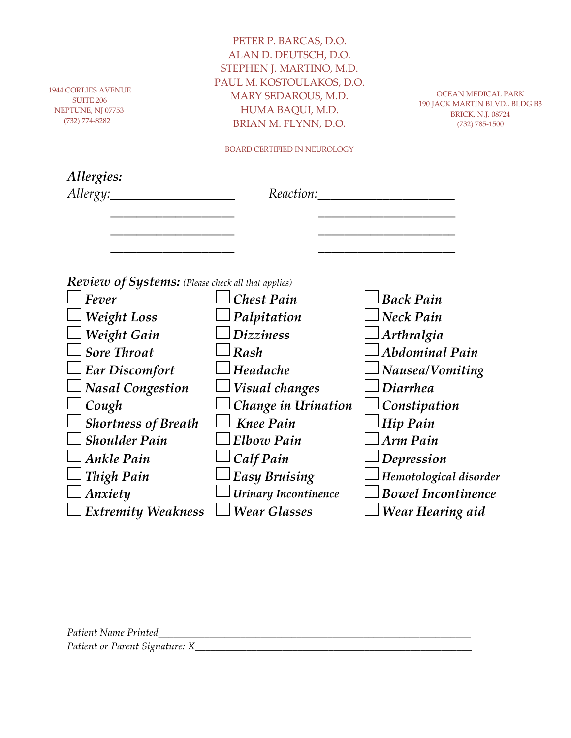1944 CORLIES AVENUE
SUITE 206
NEPTUNE, NJ 07753
(732) 774-8282

PETER P. BARCAS, D.O.
ALAN D. DEUTSCH, D.O.
STEPHEN J. MARTINO, M.D.
PAUL M. KOSTOULAKOS, D.O.
MARY SEDAROUS, M.D.
HUMA BAQUI, M.D.
BRIAN M. FLYNN, D.O.

OCEAN MEDICAL PARK
190 JACK MARTIN BLVD., BLDG B3
BRICK, N.J. 08724
(732) 785-1500

BOARD CERTIFIED IN NEUROLOGY

***Allergies:***

*Allergy:*____________________ *Reaction:*______________________

____________________ ______________________

____________________ ______________________

____________________ ______________________

***Review of Systems:*** *(Please check all that applies)*

| | | |
|---|---|---|
| ☐ Fever | ☐ Chest Pain | ☐ Back Pain |
| ☐ Weight Loss | ☐ Palpitation | ☐ Neck Pain |
| ☐ Weight Gain | ☐ Dizziness | ☐ Arthralgia |
| ☐ Sore Throat | ☐ Rash | ☐ Abdominal Pain |
| ☐ Ear Discomfort | ☐ Headache | ☐ Nausea/Vomiting |
| ☐ Nasal Congestion | ☐ Visual changes | ☐ Diarrhea |
| ☐ Cough | ☐ Change in Urination | ☐ Constipation |
| ☐ Shortness of Breath | ☐ Knee Pain | ☐ Hip Pain |
| ☐ Shoulder Pain | ☐ Elbow Pain | ☐ Arm Pain |
| ☐ Ankle Pain | ☐ Calf Pain | ☐ Depression |
| ☐ Thigh Pain | ☐ Easy Bruising | ☐ Hemotological disorder |
| ☐ Anxiety | ☐ Urinary Incontinence | ☐ Bowel Incontinence |
| ☐ Extremity Weakness | ☐ Wear Glasses | ☐ Wear Hearing aid |

*Patient Name Printed*____________________________________________________________

*Patient or Parent Signature: X*______________________________________________________